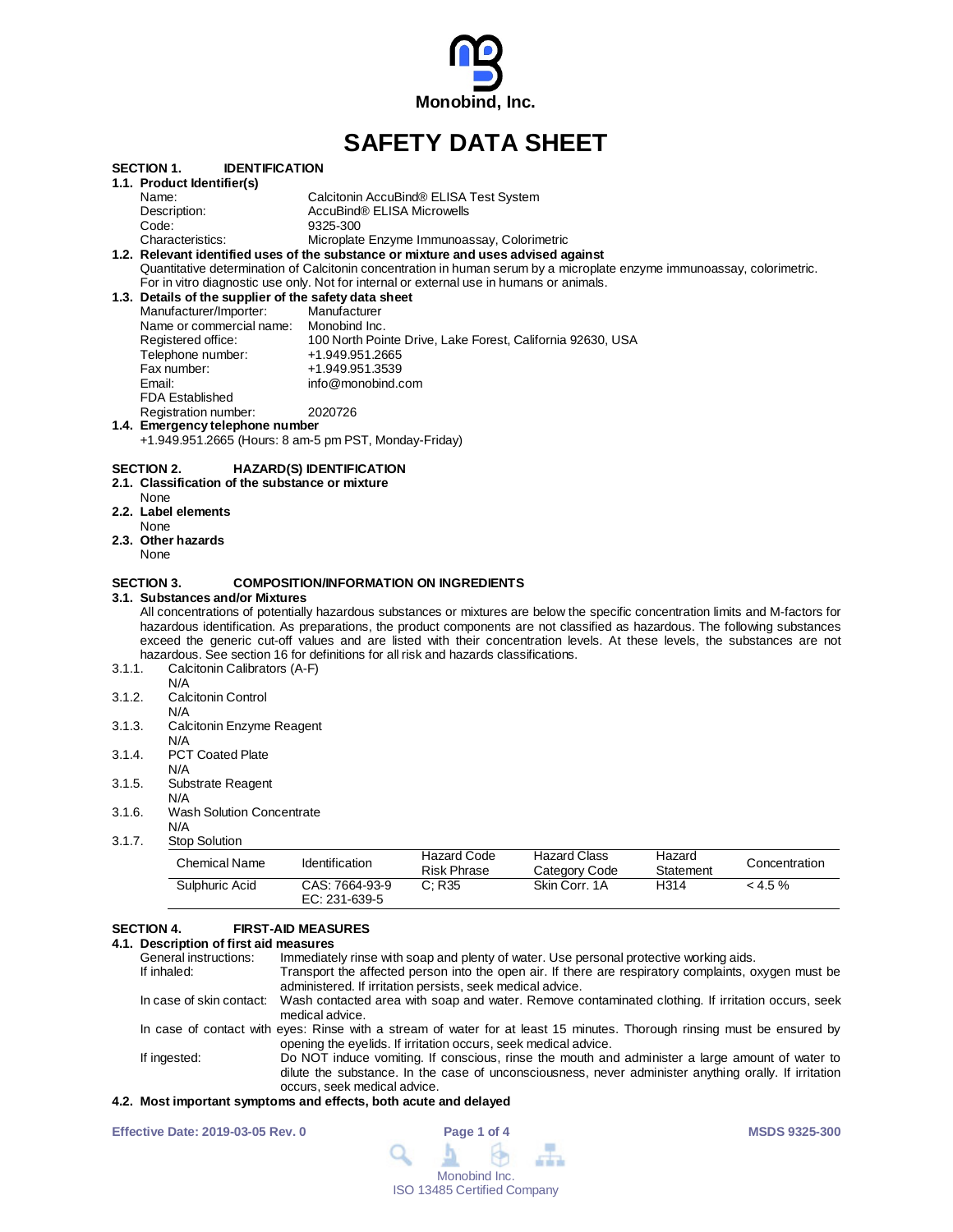Monobind, Inc.

# SAFETY DATA SHEET

## SECTION 1. IDENTIFICATION

**1.1. Product Identifier(s)**

| | |
|---|---|
| Name: | Calcitonin AccuBind® ELISA Test System |
| Description: | AccuBind® ELISA Microwells |
| Code: | 9325-300 |
| Characteristics: | Microplate Enzyme Immunoassay, Colorimetric |

**1.2. Relevant identified uses of the substance or mixture and uses advised against**

Quantitative determination of Calcitonin concentration in human serum by a microplate enzyme immunoassay, colorimetric. For in vitro diagnostic use only. Not for internal or external use in humans or animals.

**1.3. Details of the supplier of the safety data sheet**

| | |
|---|---|
| Manufacturer/Importer: | Manufacturer |
| Name or commercial name: | Monobind Inc. |
| Registered office: | 100 North Pointe Drive, Lake Forest, California 92630, USA |
| Telephone number: | +1.949.951.2665 |
| Fax number: | +1.949.951.3539 |
| Email: | info@monobind.com |
| FDA Established Registration number: | 2020726 |

**1.4. Emergency telephone number**

+1.949.951.2665 (Hours: 8 am-5 pm PST, Monday-Friday)

## SECTION 2. HAZARD(S) IDENTIFICATION

**2.1. Classification of the substance or mixture**

None

**2.2. Label elements**

None

**2.3. Other hazards**

None

## SECTION 3. COMPOSITION/INFORMATION ON INGREDIENTS

**3.1. Substances and/or Mixtures**

All concentrations of potentially hazardous substances or mixtures are below the specific concentration limits and M-factors for hazardous identification. As preparations, the product components are not classified as hazardous. The following substances exceed the generic cut-off values and are listed with their concentration levels. At these levels, the substances are not hazardous. See section 16 for definitions for all risk and hazards classifications.

3.1.1. Calcitonin Calibrators (A-F)
N/A

3.1.2. Calcitonin Control
N/A

3.1.3. Calcitonin Enzyme Reagent
N/A

3.1.4. PCT Coated Plate
N/A

3.1.5. Substrate Reagent
N/A

3.1.6. Wash Solution Concentrate
N/A

3.1.7. Stop Solution

| Chemical Name | Identification | Hazard Code Risk Phrase | Hazard Class Category Code | Hazard Statement | Concentration |
|---|---|---|---|---|---|
| Sulphuric Acid | CAS: 7664-93-9 EC: 231-639-5 | C; R35 | Skin Corr. 1A | H314 | < 4.5 % |

## SECTION 4. FIRST-AID MEASURES

**4.1. Description of first aid measures**

| | |
|---|---|
| General instructions: | Immediately rinse with soap and plenty of water. Use personal protective working aids. |
| If inhaled: | Transport the affected person into the open air. If there are respiratory complaints, oxygen must be administered. If irritation persists, seek medical advice. |
| In case of skin contact: | Wash contacted area with soap and water. Remove contaminated clothing. If irritation occurs, seek medical advice. |
| In case of contact with eyes: | Rinse with a stream of water for at least 15 minutes. Thorough rinsing must be ensured by opening the eyelids. If irritation occurs, seek medical advice. |
| If ingested: | Do NOT induce vomiting. If conscious, rinse the mouth and administer a large amount of water to dilute the substance. In the case of unconsciousness, never administer anything orally. If irritation occurs, seek medical advice. |

**4.2. Most important symptoms and effects, both acute and delayed**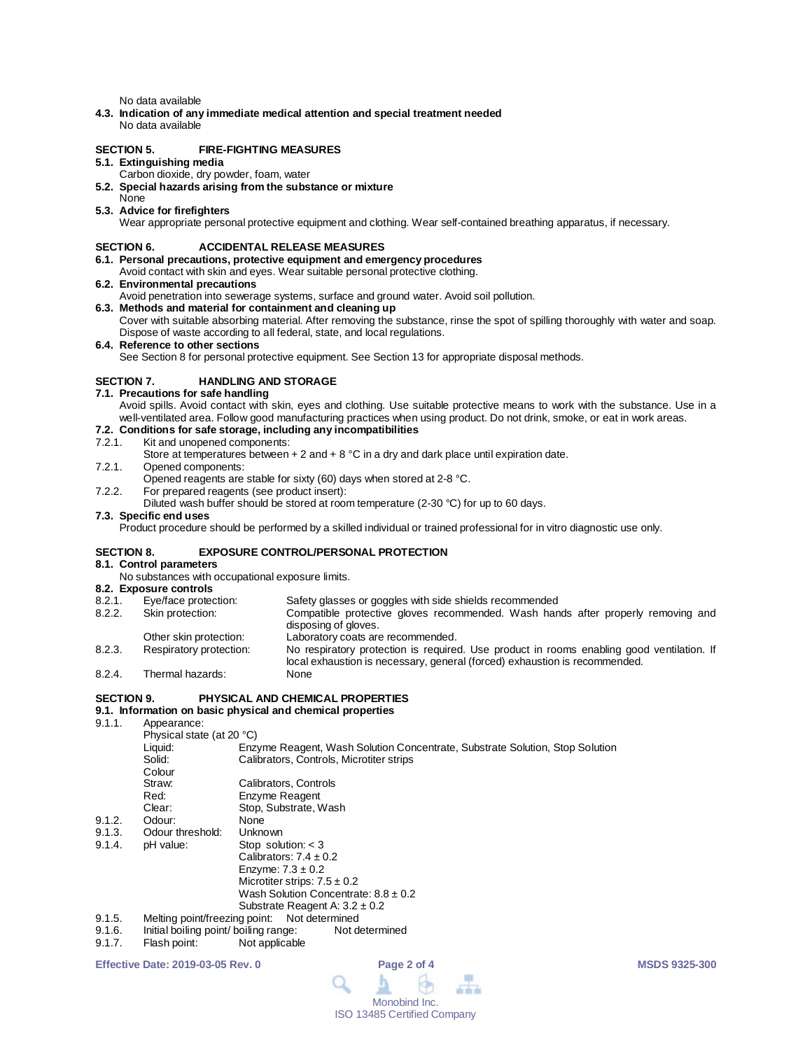No data available

**4.3. Indication of any immediate medical attention and special treatment needed**

No data available

## SECTION 5. FIRE-FIGHTING MEASURES

**5.1. Extinguishing media**

Carbon dioxide, dry powder, foam, water

**5.2. Special hazards arising from the substance or mixture**

None

**5.3. Advice for firefighters**

Wear appropriate personal protective equipment and clothing. Wear self-contained breathing apparatus, if necessary.

## SECTION 6. ACCIDENTAL RELEASE MEASURES

**6.1. Personal precautions, protective equipment and emergency procedures**

Avoid contact with skin and eyes. Wear suitable personal protective clothing.

**6.2. Environmental precautions**

Avoid penetration into sewerage systems, surface and ground water. Avoid soil pollution.

**6.3. Methods and material for containment and cleaning up**

Cover with suitable absorbing material. After removing the substance, rinse the spot of spilling thoroughly with water and soap. Dispose of waste according to all federal, state, and local regulations.

**6.4. Reference to other sections**

See Section 8 for personal protective equipment. See Section 13 for appropriate disposal methods.

## SECTION 7. HANDLING AND STORAGE

**7.1. Precautions for safe handling**

Avoid spills. Avoid contact with skin, eyes and clothing. Use suitable protective means to work with the substance. Use in a well-ventilated area. Follow good manufacturing practices when using product. Do not drink, smoke, or eat in work areas.

**7.2. Conditions for safe storage, including any incompatibilities**

7.2.1. Kit and unopened components:
Store at temperatures between + 2 and + 8 °C in a dry and dark place until expiration date.

7.2.1. Opened components:
Opened reagents are stable for sixty (60) days when stored at 2-8 °C.

7.2.2. For prepared reagents (see product insert):
Diluted wash buffer should be stored at room temperature (2-30 °C) for up to 60 days.

**7.3. Specific end uses**

Product procedure should be performed by a skilled individual or trained professional for in vitro diagnostic use only.

## SECTION 8. EXPOSURE CONTROL/PERSONAL PROTECTION

**8.1. Control parameters**

No substances with occupational exposure limits.

**8.2. Exposure controls**

| | | |
|---|---|---|
| 8.2.1. | Eye/face protection: | Safety glasses or goggles with side shields recommended |
| 8.2.2. | Skin protection: | Compatible protective gloves recommended. Wash hands after properly removing and disposing of gloves. |
| | Other skin protection: | Laboratory coats are recommended. |
| 8.2.3. | Respiratory protection: | No respiratory protection is required. Use product in rooms enabling good ventilation. If local exhaustion is necessary, general (forced) exhaustion is recommended. |
| 8.2.4. | Thermal hazards: | None |

## SECTION 9. PHYSICAL AND CHEMICAL PROPERTIES

**9.1. Information on basic physical and chemical properties**

9.1.1. Appearance:

Physical state (at 20 °C)

| | |
|---|---|
| Liquid: | Enzyme Reagent, Wash Solution Concentrate, Substrate Solution, Stop Solution |
| Solid: | Calibrators, Controls, Microtiter strips |

Colour

| | |
|---|---|
| Straw: | Calibrators, Controls |
| Red: | Enzyme Reagent |
| Clear: | Stop, Substrate, Wash |

9.1.2. Odour: None

9.1.3. Odour threshold: Unknown

9.1.4. pH value:
Stop solution: < 3
Calibrators: 7.4 ± 0.2
Enzyme: 7.3 ± 0.2
Microtiter strips: 7.5 ± 0.2
Wash Solution Concentrate: 8.8 ± 0.2
Substrate Reagent A: 3.2 ± 0.2

9.1.5. Melting point/freezing point: Not determined

9.1.6. Initial boiling point/ boiling range: Not determined

9.1.7. Flash point: Not applicable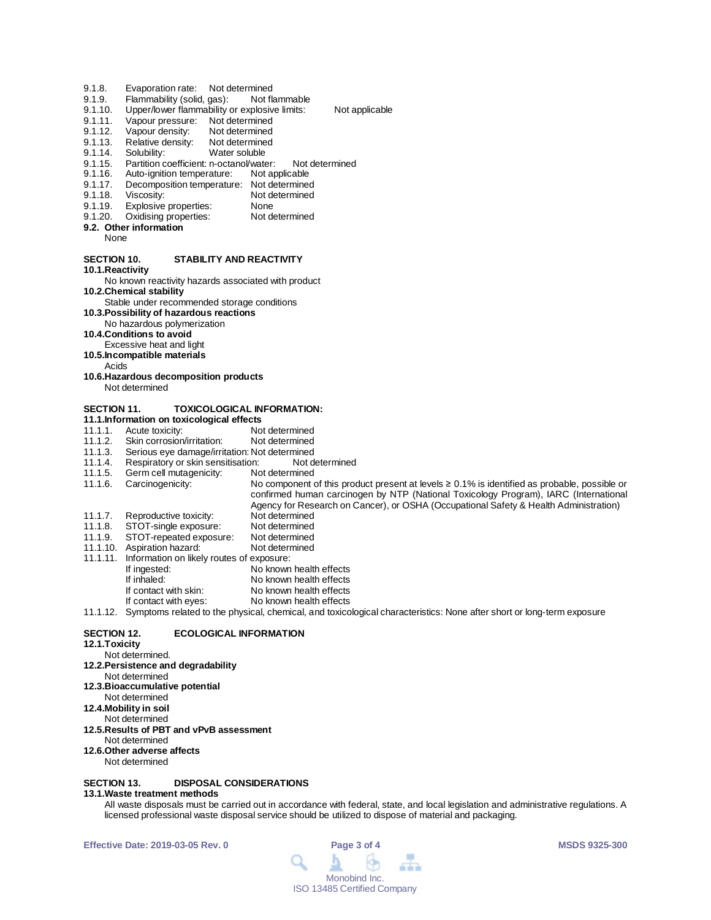9.1.8. Evaporation rate: Not determined
9.1.9. Flammability (solid, gas): Not flammable
9.1.10. Upper/lower flammability or explosive limits: Not applicable
9.1.11. Vapour pressure: Not determined
9.1.12. Vapour density: Not determined
9.1.13. Relative density: Not determined
9.1.14. Solubility: Water soluble
9.1.15. Partition coefficient: n-octanol/water: Not determined
9.1.16. Auto-ignition temperature: Not applicable
9.1.17. Decomposition temperature: Not determined
9.1.18. Viscosity: Not determined
9.1.19. Explosive properties: None
9.1.20. Oxidising properties: Not determined

**9.2. Other information**

None

## SECTION 10. STABILITY AND REACTIVITY

**10.1.Reactivity**

No known reactivity hazards associated with product

**10.2.Chemical stability**

Stable under recommended storage conditions

**10.3.Possibility of hazardous reactions**

No hazardous polymerization

**10.4.Conditions to avoid**

Excessive heat and light

**10.5.Incompatible materials**

Acids

**10.6.Hazardous decomposition products**

Not determined

## SECTION 11. TOXICOLOGICAL INFORMATION:

**11.1.Information on toxicological effects**

11.1.1. Acute toxicity: Not determined
11.1.2. Skin corrosion/irritation: Not determined
11.1.3. Serious eye damage/irritation: Not determined
11.1.4. Respiratory or skin sensitisation: Not determined
11.1.5. Germ cell mutagenicity: Not determined
11.1.6. Carcinogenicity: No component of this product present at levels ≥ 0.1% is identified as probable, possible or confirmed human carcinogen by NTP (National Toxicology Program), IARC (International Agency for Research on Cancer), or OSHA (Occupational Safety & Health Administration)
11.1.7. Reproductive toxicity: Not determined
11.1.8. STOT-single exposure: Not determined
11.1.9. STOT-repeated exposure: Not determined
11.1.10. Aspiration hazard: Not determined
11.1.11. Information on likely routes of exposure:

- If ingested: No known health effects
- If inhaled: No known health effects
- If contact with skin: No known health effects
- If contact with eyes: No known health effects

11.1.12. Symptoms related to the physical, chemical, and toxicological characteristics: None after short or long-term exposure

## SECTION 12. ECOLOGICAL INFORMATION

**12.1.Toxicity**

Not determined.

**12.2.Persistence and degradability**

Not determined

**12.3.Bioaccumulative potential**

Not determined

**12.4.Mobility in soil**

Not determined

**12.5.Results of PBT and vPvB assessment**

Not determined

**12.6.Other adverse affects**

Not determined

## SECTION 13. DISPOSAL CONSIDERATIONS

**13.1.Waste treatment methods**

All waste disposals must be carried out in accordance with federal, state, and local legislation and administrative regulations. A licensed professional waste disposal service should be utilized to dispose of material and packaging.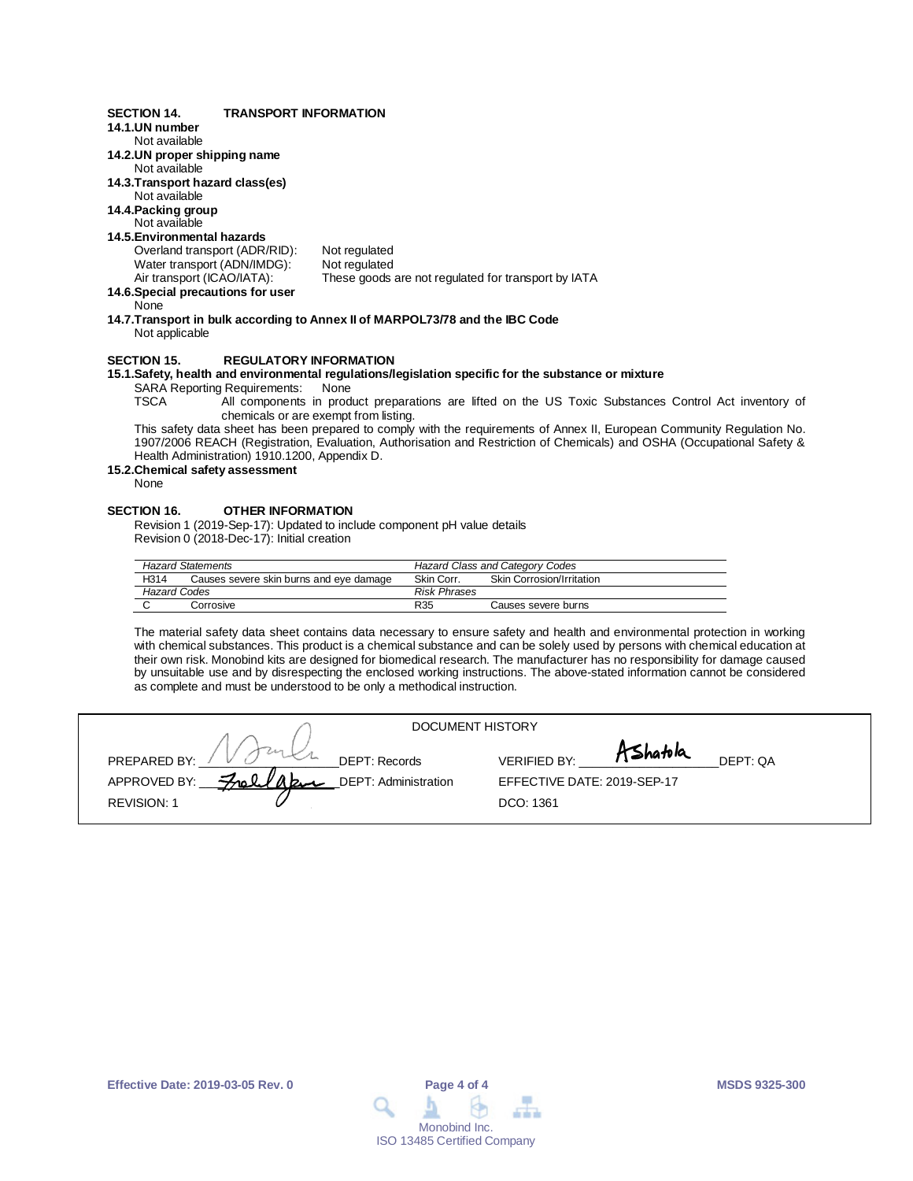## SECTION 14. TRANSPORT INFORMATION

**14.1.UN number**
Not available

**14.2.UN proper shipping name**
Not available

**14.3.Transport hazard class(es)**
Not available

**14.4.Packing group**
Not available

**14.5.Environmental hazards**

| | |
|---|---|
| Overland transport (ADR/RID): | Not regulated |
| Water transport (ADN/IMDG): | Not regulated |
| Air transport (ICAO/IATA): | These goods are not regulated for transport by IATA |

**14.6.Special precautions for user**
None

**14.7.Transport in bulk according to Annex II of MARPOL73/78 and the IBC Code**
Not applicable

## SECTION 15. REGULATORY INFORMATION

**15.1.Safety, health and environmental regulations/legislation specific for the substance or mixture**

SARA Reporting Requirements: None

TSCA All components in product preparations are lifted on the US Toxic Substances Control Act inventory of chemicals or are exempt from listing.

This safety data sheet has been prepared to comply with the requirements of Annex II, European Community Regulation No. 1907/2006 REACH (Registration, Evaluation, Authorisation and Restriction of Chemicals) and OSHA (Occupational Safety & Health Administration) 1910.1200, Appendix D.

**15.2.Chemical safety assessment**
None

## SECTION 16. OTHER INFORMATION

Revision 1 (2019-Sep-17): Updated to include component pH value details
Revision 0 (2018-Dec-17): Initial creation

| *Hazard Statements* | | *Hazard Class and Category Codes* | |
|---|---|---|---|
| H314 | Causes severe skin burns and eye damage | Skin Corr. | Skin Corrosion/Irritation |
| *Hazard Codes* | | *Risk Phrases* | |
| C | Corrosive | R35 | Causes severe burns |

The material safety data sheet contains data necessary to ensure safety and health and environmental protection in working with chemical substances. This product is a chemical substance and can be solely used by persons with chemical education at their own risk. Monobind kits are designed for biomedical research. The manufacturer has no responsibility for damage caused by unsuitable use and by disrespecting the enclosed working instructions. The above-stated information cannot be considered as complete and must be understood to be only a methodical instruction.

| DOCUMENT HISTORY | | | |
|---|---|---|---|
| PREPARED BY: [signature] | DEPT: Records | VERIFIED BY: AShatola | DEPT: QA |
| APPROVED BY: [signature] | DEPT: Administration | EFFECTIVE DATE: 2019-SEP-17 | |
| REVISION: 1 | | DCO: 1361 | |